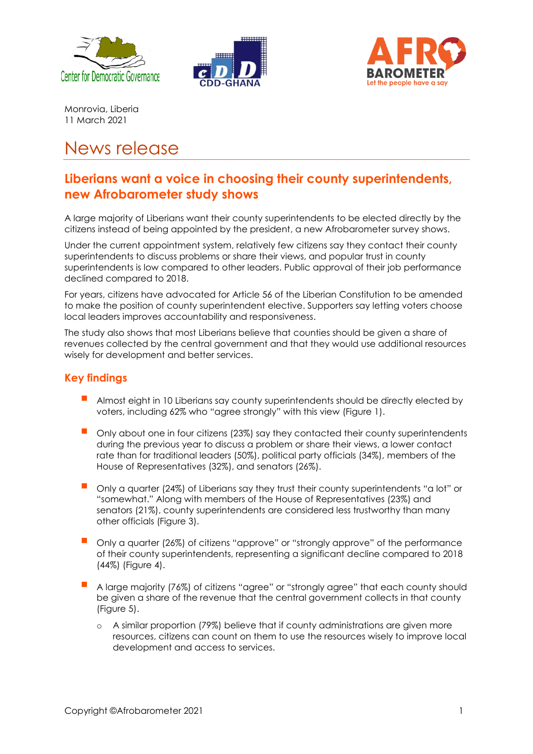Monrovia, Liberia
11 March 2021

# News release

## Liberians want a voice in choosing their county superintendents, new Afrobarometer study shows

A large majority of Liberians want their county superintendents to be elected directly by the citizens instead of being appointed by the president, a new Afrobarometer survey shows.

Under the current appointment system, relatively few citizens say they contact their county superintendents to discuss problems or share their views, and popular trust in county superintendents is low compared to other leaders. Public approval of their job performance declined compared to 2018.

For years, citizens have advocated for Article 56 of the Liberian Constitution to be amended to make the position of county superintendent elective. Supporters say letting voters choose local leaders improves accountability and responsiveness.

The study also shows that most Liberians believe that counties should be given a share of revenues collected by the central government and that they would use additional resources wisely for development and better services.

### Key findings

- Almost eight in 10 Liberians say county superintendents should be directly elected by voters, including 62% who "agree strongly" with this view (Figure 1).
- Only about one in four citizens (23%) say they contacted their county superintendents during the previous year to discuss a problem or share their views, a lower contact rate than for traditional leaders (50%), political party officials (34%), members of the House of Representatives (32%), and senators (26%).
- Only a quarter (24%) of Liberians say they trust their county superintendents "a lot" or "somewhat." Along with members of the House of Representatives (23%) and senators (21%), county superintendents are considered less trustworthy than many other officials (Figure 3).
- Only a quarter (26%) of citizens "approve" or "strongly approve" of the performance of their county superintendents, representing a significant decline compared to 2018 (44%) (Figure 4).
- A large majority (76%) of citizens "agree" or "strongly agree" that each county should be given a share of the revenue that the central government collects in that county (Figure 5).
  - A similar proportion (79%) believe that if county administrations are given more resources, citizens can count on them to use the resources wisely to improve local development and access to services.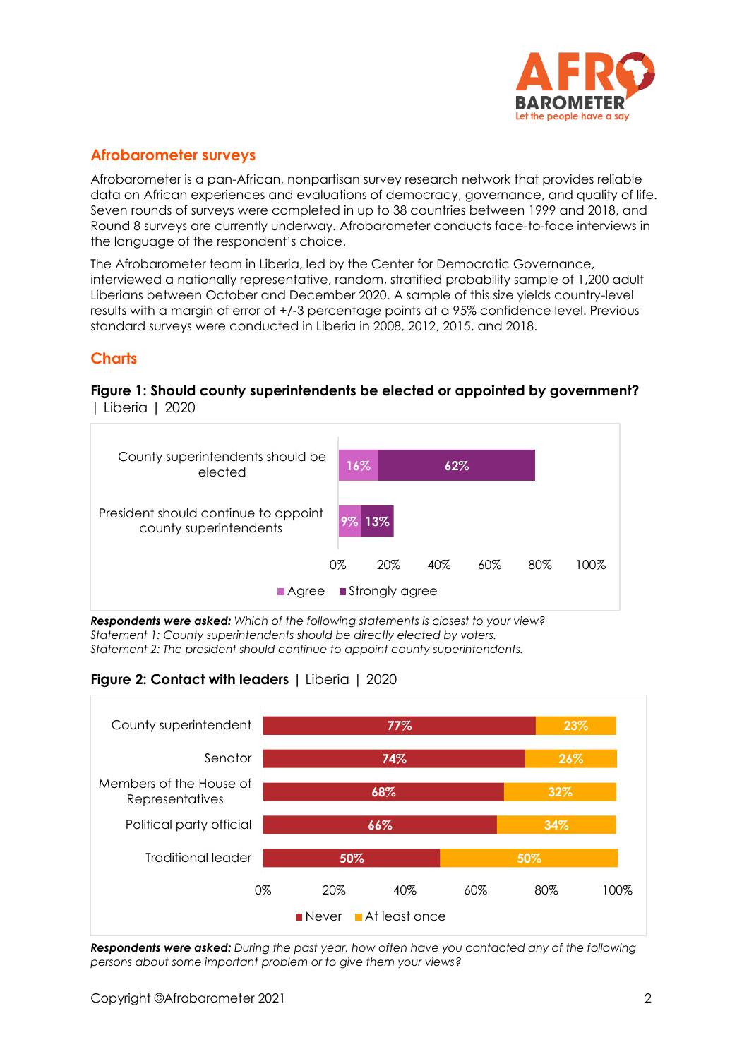## Afrobarometer surveys

Afrobarometer is a pan-African, nonpartisan survey research network that provides reliable data on African experiences and evaluations of democracy, governance, and quality of life. Seven rounds of surveys were completed in up to 38 countries between 1999 and 2018, and Round 8 surveys are currently underway. Afrobarometer conducts face-to-face interviews in the language of the respondent's choice.

The Afrobarometer team in Liberia, led by the Center for Democratic Governance, interviewed a nationally representative, random, stratified probability sample of 1,200 adult Liberians between October and December 2020. A sample of this size yields country-level results with a margin of error of +/-3 percentage points at a 95% confidence level. Previous standard surveys were conducted in Liberia in 2008, 2012, 2015, and 2018.

## Charts

**Figure 1: Should county superintendents be elected or appointed by government?** | Liberia | 2020

| | Agree | Strongly agree |
|---|---|---|
| County superintendents should be elected | 16% | 62% |
| President should continue to appoint county superintendents | 9% | 13% |

***Respondents were asked:*** *Which of the following statements is closest to your view?*
*Statement 1: County superintendents should be directly elected by voters.*
*Statement 2: The president should continue to appoint county superintendents.*

**Figure 2: Contact with leaders** | Liberia | 2020

| | Never | At least once |
|---|---|---|
| County superintendent | 77% | 23% |
| Senator | 74% | 26% |
| Members of the House of Representatives | 68% | 32% |
| Political party official | 66% | 34% |
| Traditional leader | 50% | 50% |

***Respondents were asked:*** *During the past year, how often have you contacted any of the following persons about some important problem or to give them your views?*

Copyright ©Afrobarometer 2021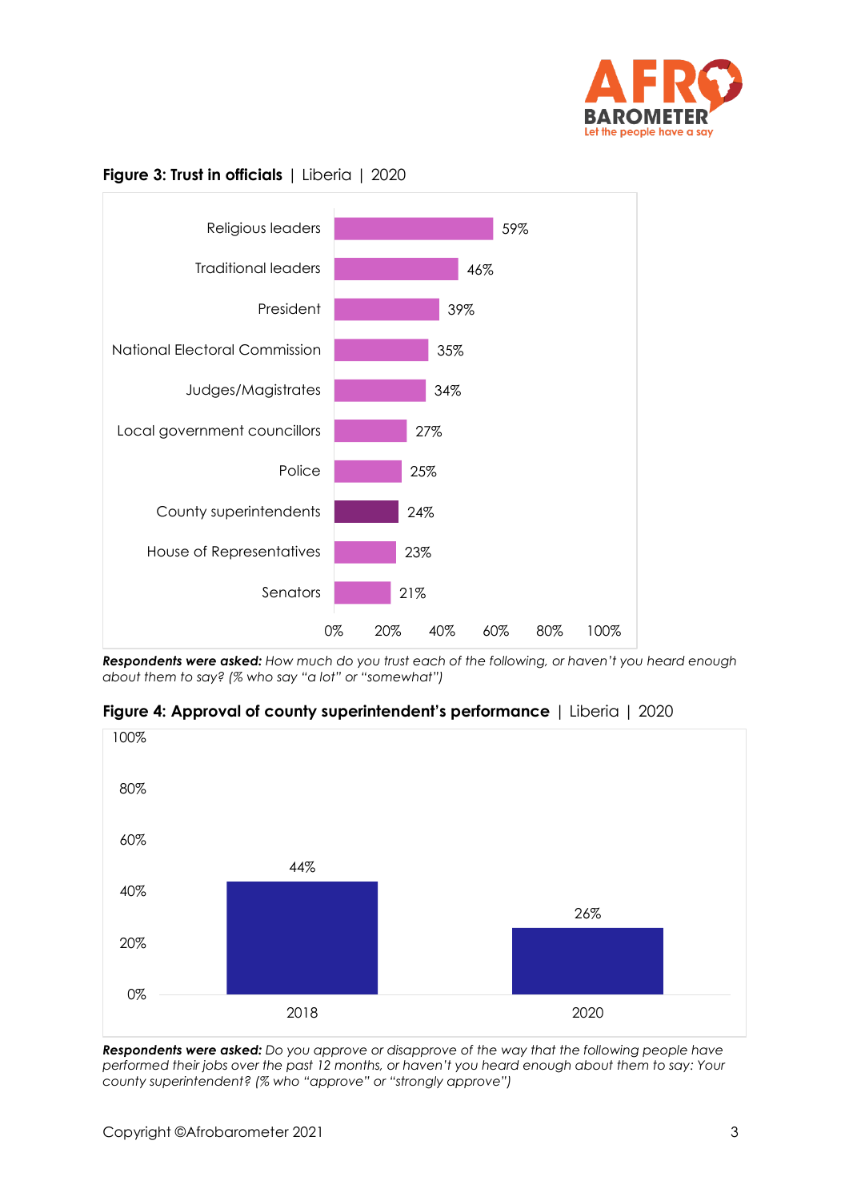**Figure 3: Trust in officials** | Liberia | 2020

| Official | % |
|---|---|
| Religious leaders | 59% |
| Traditional leaders | 46% |
| President | 39% |
| National Electoral Commission | 35% |
| Judges/Magistrates | 34% |
| Local government councillors | 27% |
| Police | 25% |
| County superintendents | 24% |
| House of Representatives | 23% |
| Senators | 21% |

***Respondents were asked:*** *How much do you trust each of the following, or haven't you heard enough about them to say? (% who say "a lot" or "somewhat")*

**Figure 4: Approval of county superintendent's performance** | Liberia | 2020

| Year | % |
|---|---|
| 2018 | 44% |
| 2020 | 26% |

***Respondents were asked:*** *Do you approve or disapprove of the way that the following people have performed their jobs over the past 12 months, or haven't you heard enough about them to say: Your county superintendent? (% who "approve" or "strongly approve")*

Copyright ©Afrobarometer 2021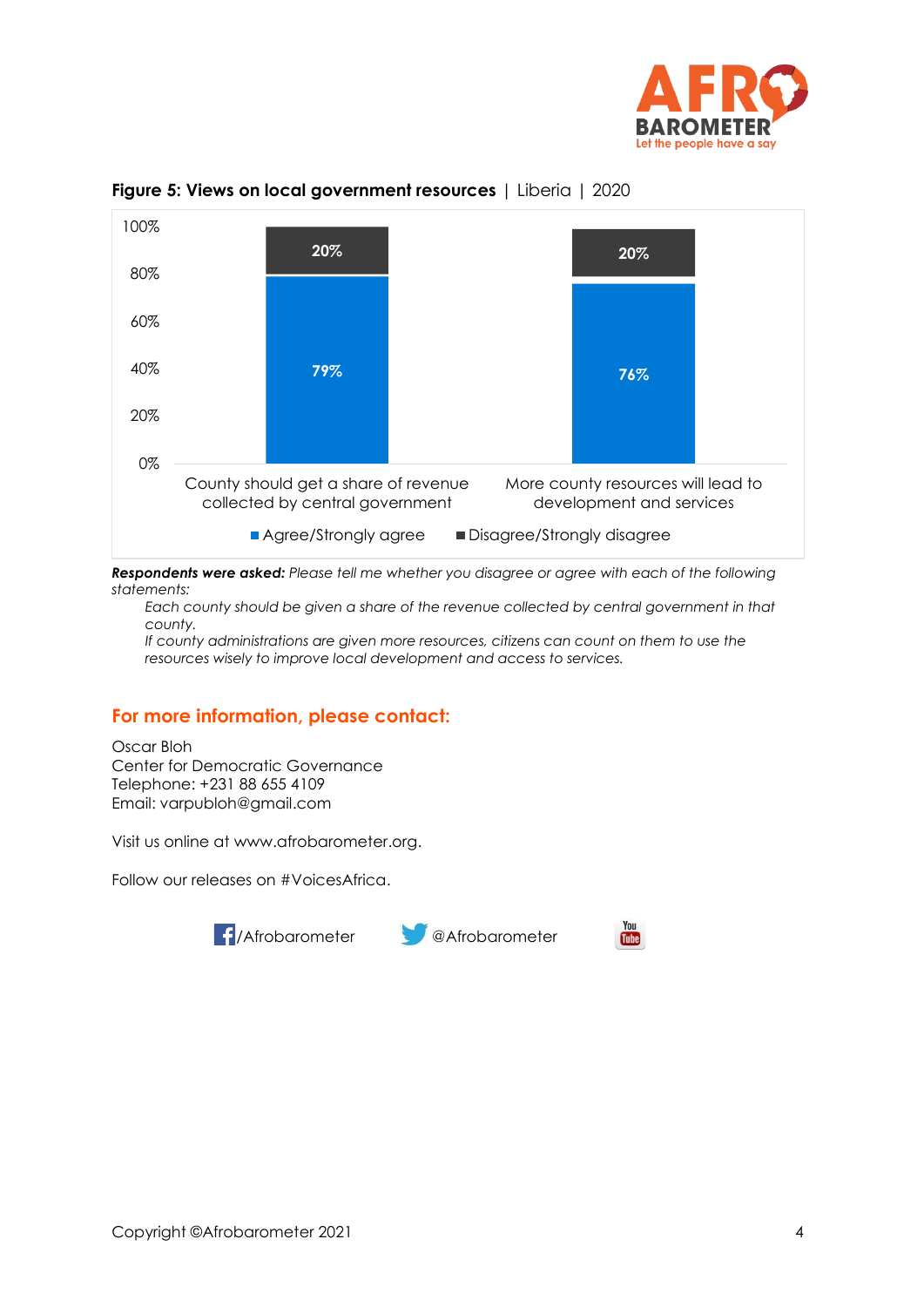**Figure 5: Views on local government resources** | Liberia | 2020

100%
80%
60%
40%
20%
0%

20%
79%
County should get a share of revenue collected by central government

20%
76%
More county resources will lead to development and services

Agree/Strongly agree
Disagree/Strongly disagree

***Respondents were asked:*** *Please tell me whether you disagree or agree with each of the following statements:*

*Each county should be given a share of the revenue collected by central government in that county.*

*If county administrations are given more resources, citizens can count on them to use the resources wisely to improve local development and access to services.*

## For more information, please contact:

Oscar Bloh
Center for Democratic Governance
Telephone: +231 88 655 4109
Email: varpubloh@gmail.com

Visit us online at www.afrobarometer.org.

Follow our releases on #VoicesAfrica.

/Afrobarometer @Afrobarometer

Copyright ©Afrobarometer 2021